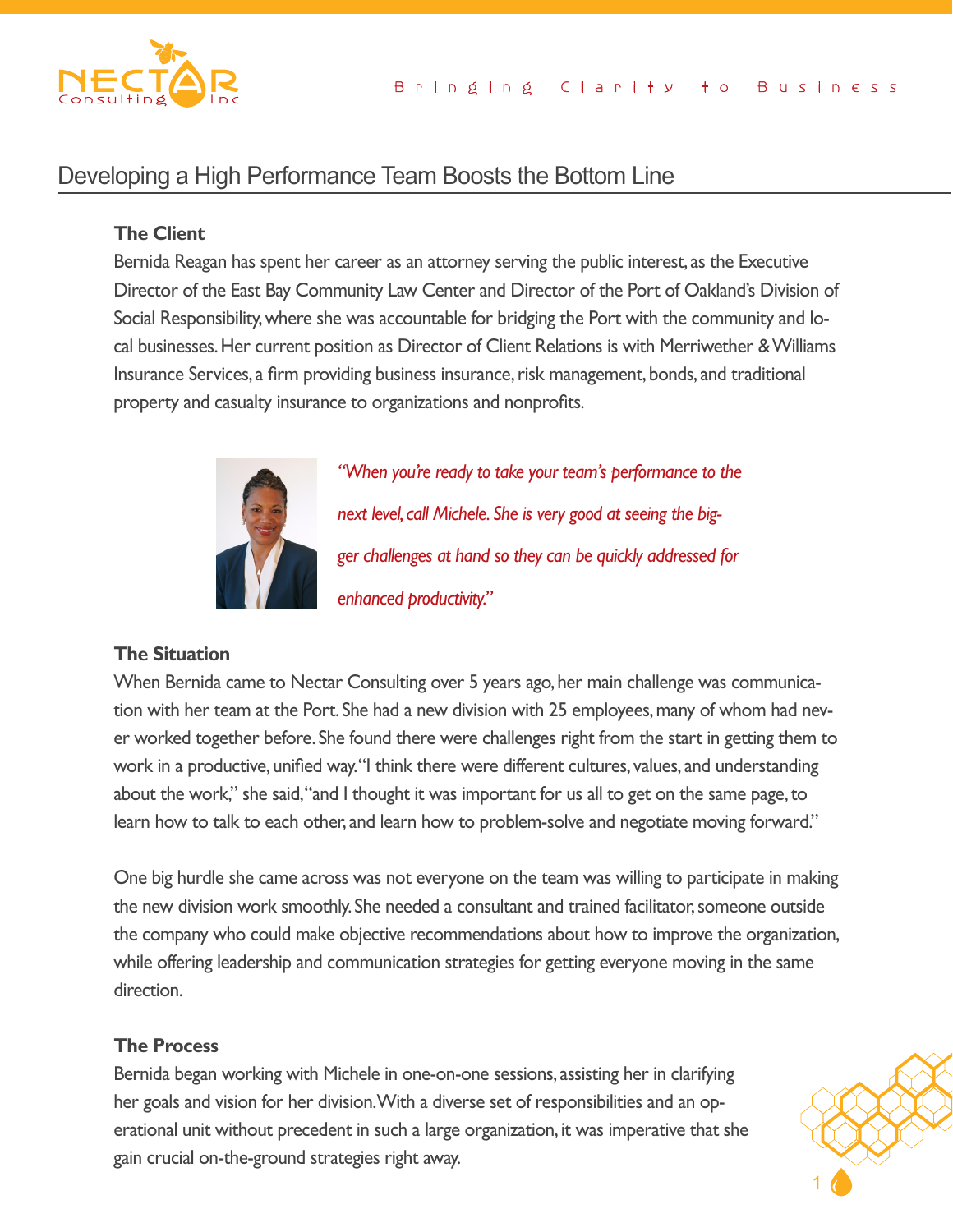Bringing Clarity to Business

# Developing a High Performance Team Boosts the Bottom Line

### The Client

Bernida Reagan has spent her career as an attorney serving the public interest, as the Executive Director of the East Bay Community Law Center and Director of the Port of Oakland's Division of Social Responsibility, where she was accountable for bridging the Port with the community and local businesses. Her current position as Director of Client Relations is with Merriwether & Williams Insurance Services, a firm providing business insurance, risk management, bonds, and traditional property and casualty insurance to organizations and nonprofits.

*"When you're ready to take your team's performance to the next level, call Michele. She is very good at seeing the bigger challenges at hand so they can be quickly addressed for enhanced productivity."*

### The Situation

When Bernida came to Nectar Consulting over 5 years ago, her main challenge was communication with her team at the Port. She had a new division with 25 employees, many of whom had never worked together before. She found there were challenges right from the start in getting them to work in a productive, unified way. "I think there were different cultures, values, and understanding about the work," she said, "and I thought it was important for us all to get on the same page, to learn how to talk to each other, and learn how to problem-solve and negotiate moving forward."

One big hurdle she came across was not everyone on the team was willing to participate in making the new division work smoothly. She needed a consultant and trained facilitator, someone outside the company who could make objective recommendations about how to improve the organization, while offering leadership and communication strategies for getting everyone moving in the same direction.

### The Process

Bernida began working with Michele in one-on-one sessions, assisting her in clarifying her goals and vision for her division. With a diverse set of responsibilities and an operational unit without precedent in such a large organization, it was imperative that she gain crucial on-the-ground strategies right away.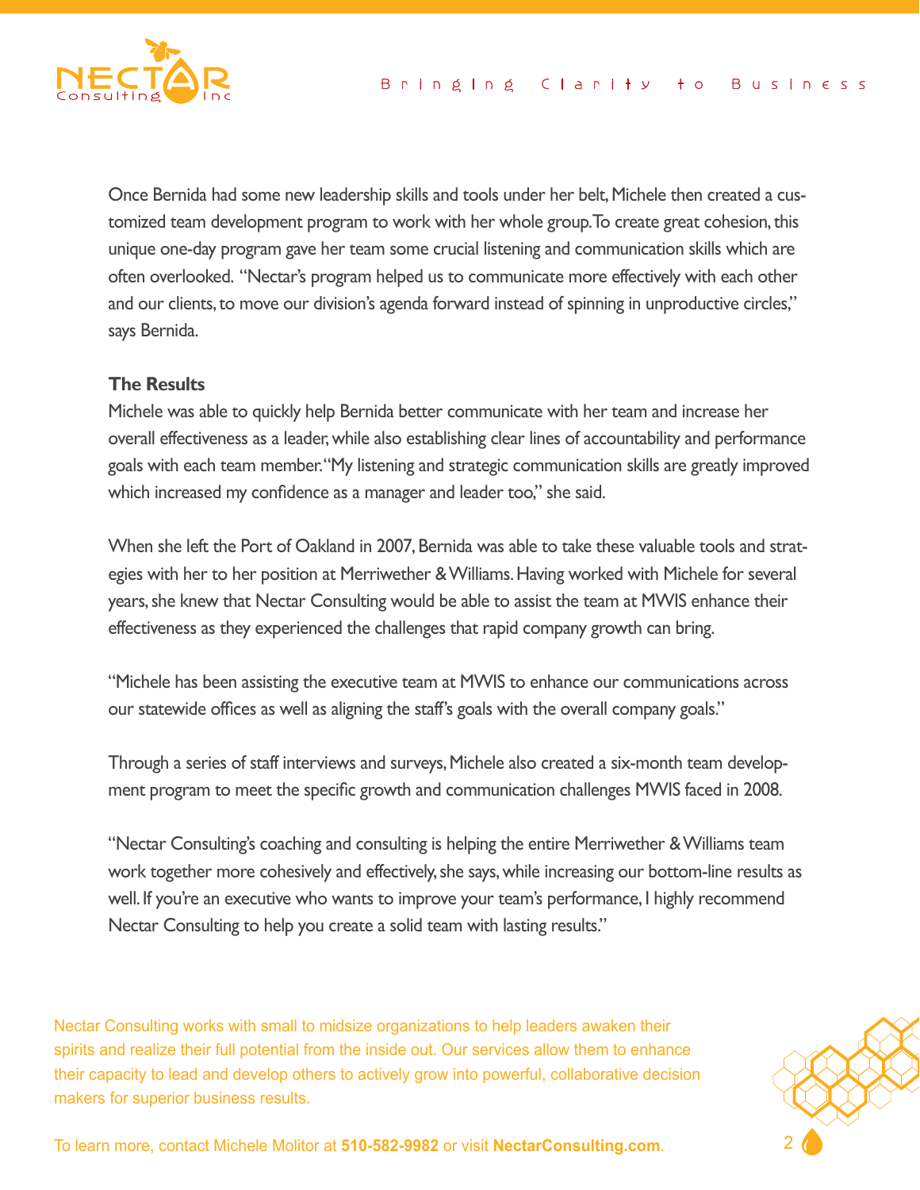Once Bernida had some new leadership skills and tools under her belt, Michele then created a customized team development program to work with her whole group. To create great cohesion, this unique one-day program gave her team some crucial listening and communication skills which are often overlooked. "Nectar's program helped us to communicate more effectively with each other and our clients, to move our division's agenda forward instead of spinning in unproductive circles," says Bernida.

**The Results**

Michele was able to quickly help Bernida better communicate with her team and increase her overall effectiveness as a leader, while also establishing clear lines of accountability and performance goals with each team member. "My listening and strategic communication skills are greatly improved which increased my confidence as a manager and leader too," she said.

When she left the Port of Oakland in 2007, Bernida was able to take these valuable tools and strategies with her to her position at Merriwether & Williams. Having worked with Michele for several years, she knew that Nectar Consulting would be able to assist the team at MWIS enhance their effectiveness as they experienced the challenges that rapid company growth can bring.

"Michele has been assisting the executive team at MWIS to enhance our communications across our statewide offices as well as aligning the staff's goals with the overall company goals."

Through a series of staff interviews and surveys, Michele also created a six-month team development program to meet the specific growth and communication challenges MWIS faced in 2008.

"Nectar Consulting's coaching and consulting is helping the entire Merriwether & Williams team work together more cohesively and effectively, she says, while increasing our bottom-line results as well. If you're an executive who wants to improve your team's performance, I highly recommend Nectar Consulting to help you create a solid team with lasting results."

Nectar Consulting works with small to midsize organizations to help leaders awaken their spirits and realize their full potential from the inside out. Our services allow them to enhance their capacity to lead and develop others to actively grow into powerful, collaborative decision makers for superior business results.

To learn more, contact Michele Molitor at **510-582-9982** or visit **NectarConsulting.com**.